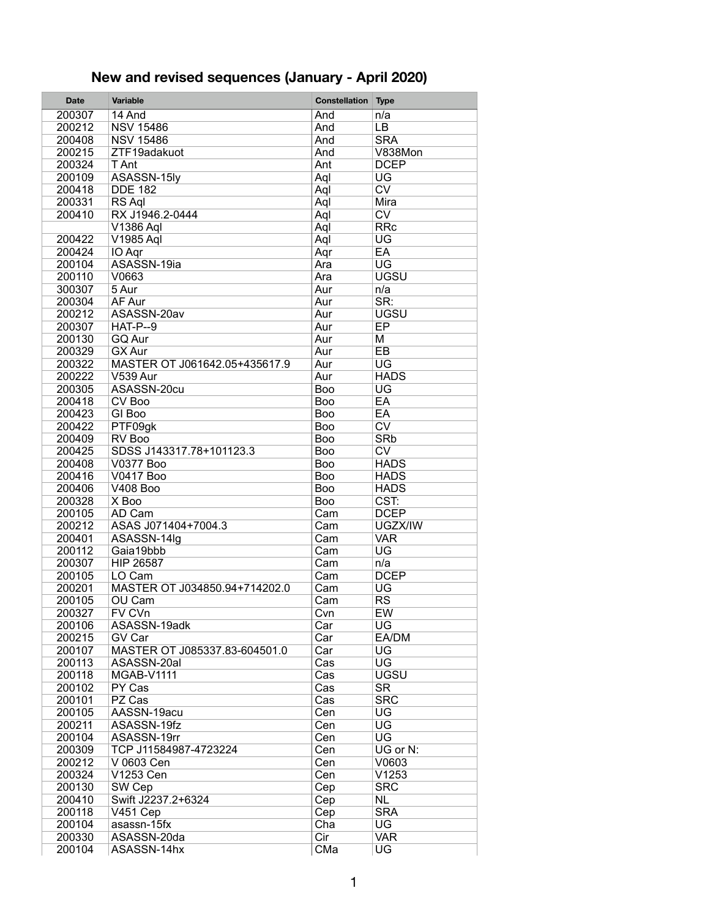# New and revised sequences (January - April 2020)

| Date | Variable | Constellation | Type |
|---|---|---|---|
| 200307 | 14 And | And | n/a |
| 200212 | NSV 15486 | And | LB |
| 200408 | NSV 15486 | And | SRA |
| 200215 | ZTF19adakuot | And | V838Mon |
| 200324 | T Ant | Ant | DCEP |
| 200109 | ASASSN-15ly | Aql | UG |
| 200418 | DDE 182 | Aql | CV |
| 200331 | RS Aql | Aql | Mira |
| 200410 | RX J1946.2-0444 | Aql | CV |
| | V1386 Aql | Aql | RRc |
| 200422 | V1985 Aql | Aql | UG |
| 200424 | IO Aqr | Aqr | EA |
| 200104 | ASASSN-19ia | Ara | UG |
| 200110 | V0663 | Ara | UGSU |
| 300307 | 5 Aur | Aur | n/a |
| 200304 | AF Aur | Aur | SR: |
| 200212 | ASASSN-20av | Aur | UGSU |
| 200307 | HAT-P--9 | Aur | EP |
| 200130 | GQ Aur | Aur | M |
| 200329 | GX Aur | Aur | EB |
| 200322 | MASTER OT J061642.05+435617.9 | Aur | UG |
| 200222 | V539 Aur | Aur | HADS |
| 200305 | ASASSN-20cu | Boo | UG |
| 200418 | CV Boo | Boo | EA |
| 200423 | GI Boo | Boo | EA |
| 200422 | PTF09gk | Boo | CV |
| 200409 | RV Boo | Boo | SRb |
| 200425 | SDSS J143317.78+101123.3 | Boo | CV |
| 200408 | V0377 Boo | Boo | HADS |
| 200416 | V0417 Boo | Boo | HADS |
| 200406 | V408 Boo | Boo | HADS |
| 200328 | X Boo | Boo | CST: |
| 200105 | AD Cam | Cam | DCEP |
| 200212 | ASAS J071404+7004.3 | Cam | UGZX/IW |
| 200401 | ASASSN-14lg | Cam | VAR |
| 200112 | Gaia19bbb | Cam | UG |
| 200307 | HIP 26587 | Cam | n/a |
| 200105 | LO Cam | Cam | DCEP |
| 200201 | MASTER OT J034850.94+714202.0 | Cam | UG |
| 200105 | OU Cam | Cam | RS |
| 200327 | FV CVn | Cvn | EW |
| 200106 | ASASSN-19adk | Car | UG |
| 200215 | GV Car | Car | EA/DM |
| 200107 | MASTER OT J085337.83-604501.0 | Car | UG |
| 200113 | ASASSN-20al | Cas | UG |
| 200118 | MGAB-V1111 | Cas | UGSU |
| 200102 | PY Cas | Cas | SR |
| 200101 | PZ Cas | Cas | SRC |
| 200105 | AASSN-19acu | Cen | UG |
| 200211 | ASASSN-19fz | Cen | UG |
| 200104 | ASASSN-19rr | Cen | UG |
| 200309 | TCP J11584987-4723224 | Cen | UG or N: |
| 200212 | V 0603 Cen | Cen | V0603 |
| 200324 | V1253 Cen | Cen | V1253 |
| 200130 | SW Cep | Cep | SRC |
| 200410 | Swift J2237.2+6324 | Cep | NL |
| 200118 | V451 Cep | Cep | SRA |
| 200104 | asassn-15fx | Cha | UG |
| 200330 | ASASSN-20da | Cir | VAR |
| 200104 | ASASSN-14hx | CMa | UG |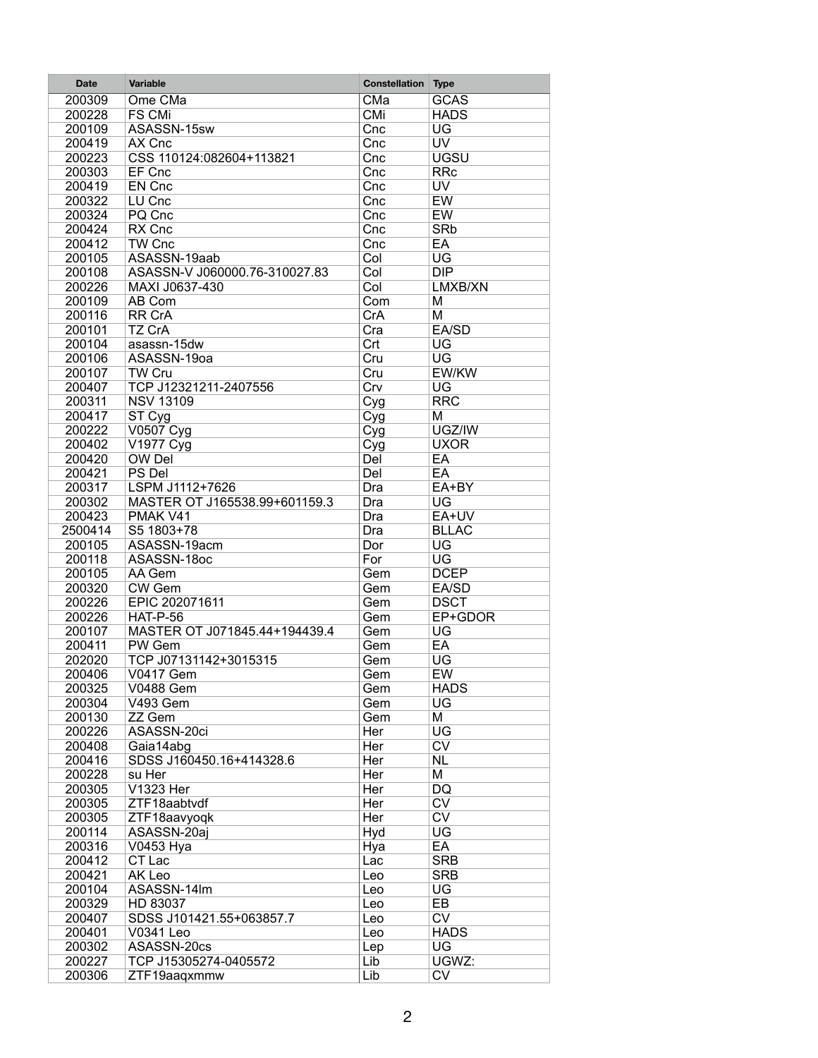| Date | Variable | Constellation | Type |
| --- | --- | --- | --- |
| 200309 | Ome CMa | CMa | GCAS |
| 200228 | FS CMi | CMi | HADS |
| 200109 | ASASSN-15sw | Cnc | UG |
| 200419 | AX Cnc | Cnc | UV |
| 200223 | CSS 110124:082604+113821 | Cnc | UGSU |
| 200303 | EF Cnc | Cnc | RRc |
| 200419 | EN Cnc | Cnc | UV |
| 200322 | LU Cnc | Cnc | EW |
| 200324 | PQ Cnc | Cnc | EW |
| 200424 | RX Cnc | Cnc | SRb |
| 200412 | TW Cnc | Cnc | EA |
| 200105 | ASASSN-19aab | Col | UG |
| 200108 | ASASSN-V J060000.76-310027.83 | Col | DIP |
| 200226 | MAXI J0637-430 | Col | LMXB/XN |
| 200109 | AB Com | Com | M |
| 200116 | RR CrA | CrA | M |
| 200101 | TZ CrA | Cra | EA/SD |
| 200104 | asassn-15dw | Crt | UG |
| 200106 | ASASSN-19oa | Cru | UG |
| 200107 | TW Cru | Cru | EW/KW |
| 200407 | TCP J12321211-2407556 | Crv | UG |
| 200311 | NSV 13109 | Cyg | RRC |
| 200417 | ST Cyg | Cyg | M |
| 200222 | V0507 Cyg | Cyg | UGZ/IW |
| 200402 | V1977 Cyg | Cyg | UXOR |
| 200420 | OW Del | Del | EA |
| 200421 | PS Del | Del | EA |
| 200317 | LSPM J1112+7626 | Dra | EA+BY |
| 200302 | MASTER OT J165538.99+601159.3 | Dra | UG |
| 200423 | PMAK V41 | Dra | EA+UV |
| 2500414 | S5 1803+78 | Dra | BLLAC |
| 200105 | ASASSN-19acm | Dor | UG |
| 200118 | ASASSN-18oc | For | UG |
| 200105 | AA Gem | Gem | DCEP |
| 200320 | CW Gem | Gem | EA/SD |
| 200226 | EPIC 202071611 | Gem | DSCT |
| 200226 | HAT-P-56 | Gem | EP+GDOR |
| 200107 | MASTER OT J071845.44+194439.4 | Gem | UG |
| 200411 | PW Gem | Gem | EA |
| 202020 | TCP J07131142+3015315 | Gem | UG |
| 200406 | V0417 Gem | Gem | EW |
| 200325 | V0488 Gem | Gem | HADS |
| 200304 | V493 Gem | Gem | UG |
| 200130 | ZZ Gem | Gem | M |
| 200226 | ASASSN-20ci | Her | UG |
| 200408 | Gaia14abg | Her | CV |
| 200416 | SDSS J160450.16+414328.6 | Her | NL |
| 200228 | su Her | Her | M |
| 200305 | V1323 Her | Her | DQ |
| 200305 | ZTF18aabtvdf | Her | CV |
| 200305 | ZTF18aavyoqk | Her | CV |
| 200114 | ASASSN-20aj | Hyd | UG |
| 200316 | V0453 Hya | Hya | EA |
| 200412 | CT Lac | Lac | SRB |
| 200421 | AK Leo | Leo | SRB |
| 200104 | ASASSN-14lm | Leo | UG |
| 200329 | HD 83037 | Leo | EB |
| 200407 | SDSS J101421.55+063857.7 | Leo | CV |
| 200401 | V0341 Leo | Leo | HADS |
| 200302 | ASASSN-20cs | Lep | UG |
| 200227 | TCP J15305274-0405572 | Lib | UGWZ: |
| 200306 | ZTF19aaqxmmw | Lib | CV |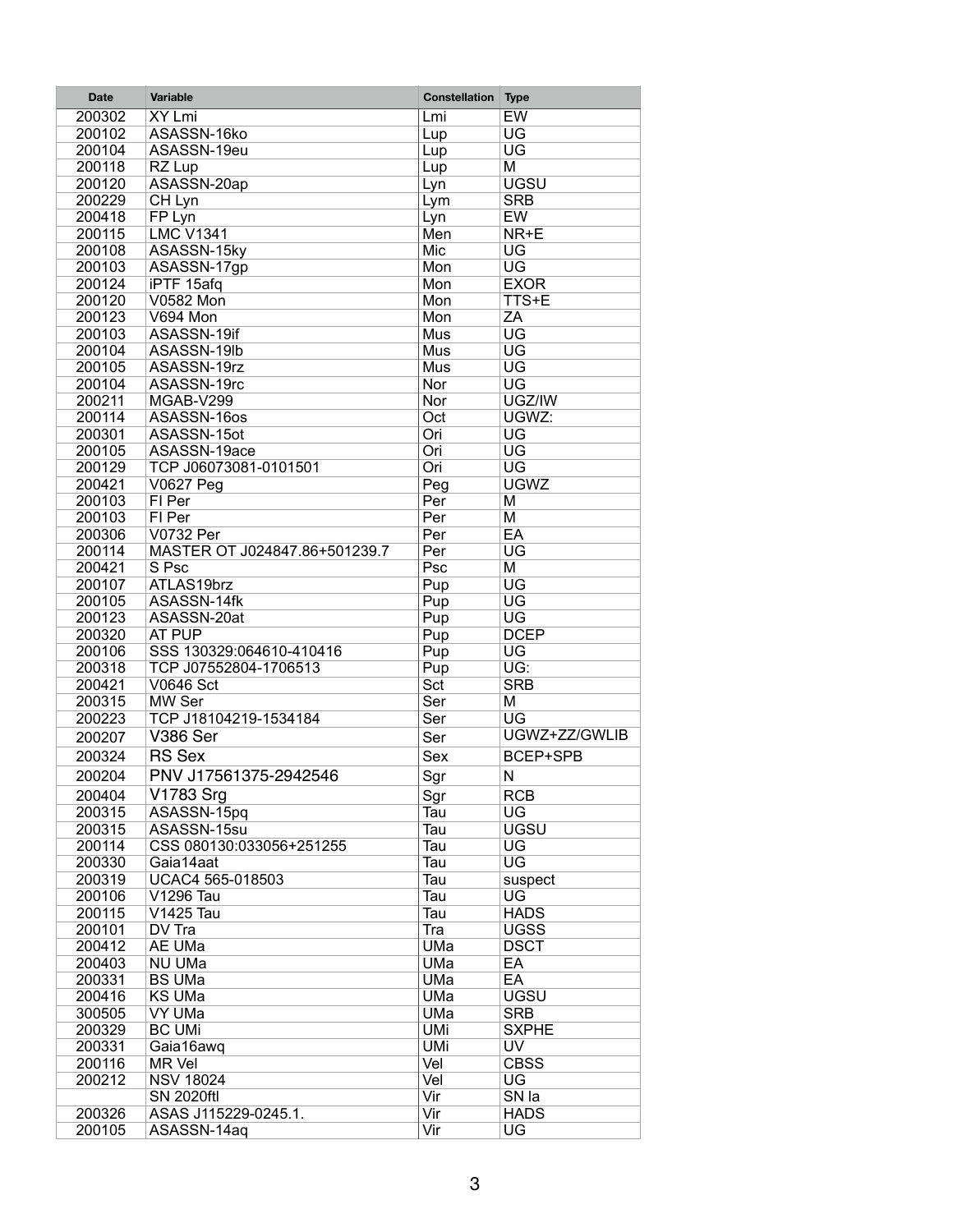| Date | Variable | Constellation | Type |
|---|---|---|---|
| 200302 | XY Lmi | Lmi | EW |
| 200102 | ASASSN-16ko | Lup | UG |
| 200104 | ASASSN-19eu | Lup | UG |
| 200118 | RZ Lup | Lup | M |
| 200120 | ASASSN-20ap | Lyn | UGSU |
| 200229 | CH Lyn | Lym | SRB |
| 200418 | FP Lyn | Lyn | EW |
| 200115 | LMC V1341 | Men | NR+E |
| 200108 | ASASSN-15ky | Mic | UG |
| 200103 | ASASSN-17gp | Mon | UG |
| 200124 | iPTF 15afq | Mon | EXOR |
| 200120 | V0582 Mon | Mon | TTS+E |
| 200123 | V694 Mon | Mon | ZA |
| 200103 | ASASSN-19if | Mus | UG |
| 200104 | ASASSN-19lb | Mus | UG |
| 200105 | ASASSN-19rz | Mus | UG |
| 200104 | ASASSN-19rc | Nor | UG |
| 200211 | MGAB-V299 | Nor | UGZ/IW |
| 200114 | ASASSN-16os | Oct | UGWZ: |
| 200301 | ASASSN-15ot | Ori | UG |
| 200105 | ASASSN-19ace | Ori | UG |
| 200129 | TCP J06073081-0101501 | Ori | UG |
| 200421 | V0627 Peg | Peg | UGWZ |
| 200103 | FI Per | Per | M |
| 200103 | FI Per | Per | M |
| 200306 | V0732 Per | Per | EA |
| 200114 | MASTER OT J024847.86+501239.7 | Per | UG |
| 200421 | S Psc | Psc | M |
| 200107 | ATLAS19brz | Pup | UG |
| 200105 | ASASSN-14fk | Pup | UG |
| 200123 | ASASSN-20at | Pup | UG |
| 200320 | AT PUP | Pup | DCEP |
| 200106 | SSS 130329:064610-410416 | Pup | UG |
| 200318 | TCP J07552804-1706513 | Pup | UG: |
| 200421 | V0646 Sct | Sct | SRB |
| 200315 | MW Ser | Ser | M |
| 200223 | TCP J18104219-1534184 | Ser | UG |
| 200207 | V386 Ser | Ser | UGWZ+ZZ/GWLIB |
| 200324 | RS Sex | Sex | BCEP+SPB |
| 200204 | PNV J17561375-2942546 | Sgr | N |
| 200404 | V1783 Srg | Sgr | RCB |
| 200315 | ASASSN-15pq | Tau | UG |
| 200315 | ASASSN-15su | Tau | UGSU |
| 200114 | CSS 080130:033056+251255 | Tau | UG |
| 200330 | Gaia14aat | Tau | UG |
| 200319 | UCAC4 565-018503 | Tau | suspect |
| 200106 | V1296 Tau | Tau | UG |
| 200115 | V1425 Tau | Tau | HADS |
| 200101 | DV Tra | Tra | UGSS |
| 200412 | AE UMa | UMa | DSCT |
| 200403 | NU UMa | UMa | EA |
| 200331 | BS UMa | UMa | EA |
| 200416 | KS UMa | UMa | UGSU |
| 300505 | VY UMa | UMa | SRB |
| 200329 | BC UMi | UMi | SXPHE |
| 200331 | Gaia16awq | UMi | UV |
| 200116 | MR Vel | Vel | CBSS |
| 200212 | NSV 18024 | Vel | UG |
| | SN 2020ftl | Vir | SN Ia |
| 200326 | ASAS J115229-0245.1. | Vir | HADS |
| 200105 | ASASSN-14aq | Vir | UG |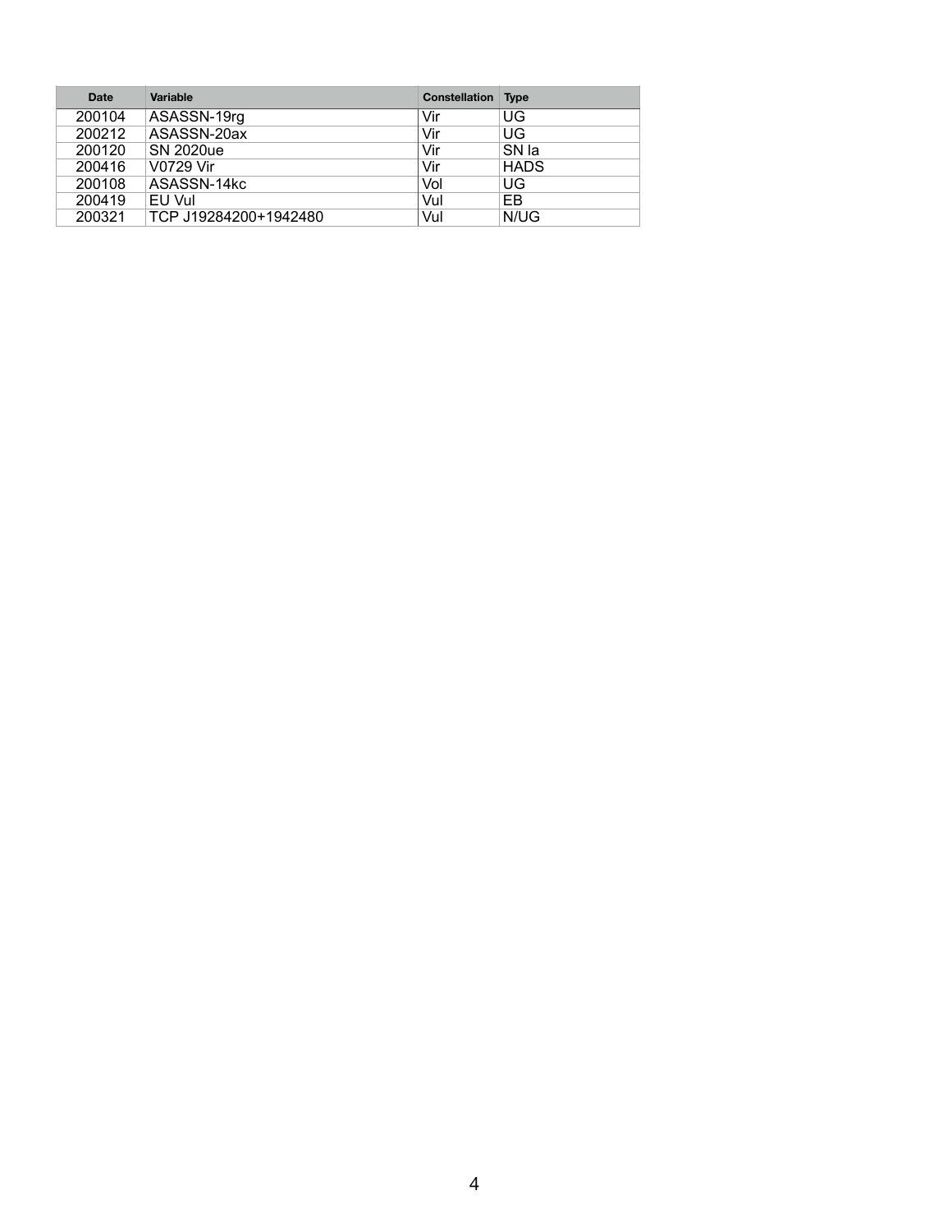| Date | Variable | Constellation | Type |
|---|---|---|---|
| 200104 | ASASSN-19rg | Vir | UG |
| 200212 | ASASSN-20ax | Vir | UG |
| 200120 | SN 2020ue | Vir | SN Ia |
| 200416 | V0729 Vir | Vir | HADS |
| 200108 | ASASSN-14kc | Vol | UG |
| 200419 | EU Vul | Vul | EB |
| 200321 | TCP J19284200+1942480 | Vul | N/UG |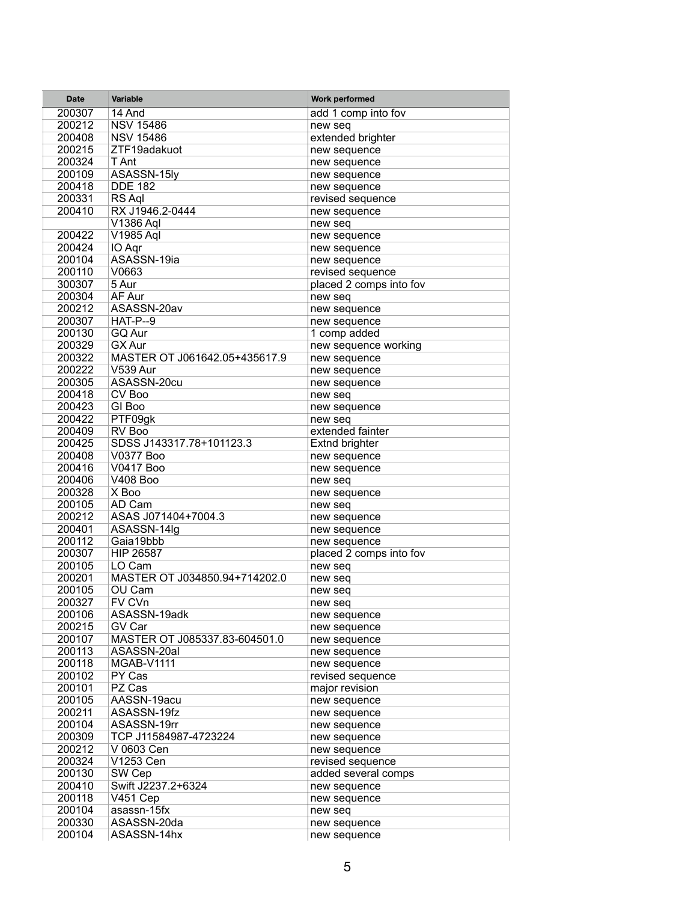| Date | Variable | Work performed |
|---|---|---|
| 200307 | 14 And | add 1 comp into fov |
| 200212 | NSV 15486 | new seq |
| 200408 | NSV 15486 | extended brighter |
| 200215 | ZTF19adakuot | new sequence |
| 200324 | T Ant | new sequence |
| 200109 | ASASSN-15ly | new sequence |
| 200418 | DDE 182 | new sequence |
| 200331 | RS Aql | revised sequence |
| 200410 | RX J1946.2-0444 | new sequence |
| | V1386 Aql | new seq |
| 200422 | V1985 Aql | new sequence |
| 200424 | IO Aqr | new sequence |
| 200104 | ASASSN-19ia | new sequence |
| 200110 | V0663 | revised sequence |
| 300307 | 5 Aur | placed 2 comps into fov |
| 200304 | AF Aur | new seq |
| 200212 | ASASSN-20av | new sequence |
| 200307 | HAT-P--9 | new sequence |
| 200130 | GQ Aur | 1 comp added |
| 200329 | GX Aur | new sequence working |
| 200322 | MASTER OT J061642.05+435617.9 | new sequence |
| 200222 | V539 Aur | new sequence |
| 200305 | ASASSN-20cu | new sequence |
| 200418 | CV Boo | new seq |
| 200423 | GI Boo | new sequence |
| 200422 | PTF09gk | new seq |
| 200409 | RV Boo | extended fainter |
| 200425 | SDSS J143317.78+101123.3 | Extnd brighter |
| 200408 | V0377 Boo | new sequence |
| 200416 | V0417 Boo | new sequence |
| 200406 | V408 Boo | new seq |
| 200328 | X Boo | new sequence |
| 200105 | AD Cam | new seq |
| 200212 | ASAS J071404+7004.3 | new sequence |
| 200401 | ASASSN-14lg | new sequence |
| 200112 | Gaia19bbb | new sequence |
| 200307 | HIP 26587 | placed 2 comps into fov |
| 200105 | LO Cam | new seq |
| 200201 | MASTER OT J034850.94+714202.0 | new seq |
| 200105 | OU Cam | new seq |
| 200327 | FV CVn | new seq |
| 200106 | ASASSN-19adk | new sequence |
| 200215 | GV Car | new sequence |
| 200107 | MASTER OT J085337.83-604501.0 | new sequence |
| 200113 | ASASSN-20al | new sequence |
| 200118 | MGAB-V1111 | new sequence |
| 200102 | PY Cas | revised sequence |
| 200101 | PZ Cas | major revision |
| 200105 | AASSN-19acu | new sequence |
| 200211 | ASASSN-19fz | new sequence |
| 200104 | ASASSN-19rr | new sequence |
| 200309 | TCP J11584987-4723224 | new sequence |
| 200212 | V 0603 Cen | new sequence |
| 200324 | V1253 Cen | revised sequence |
| 200130 | SW Cep | added several comps |
| 200410 | Swift J2237.2+6324 | new sequence |
| 200118 | V451 Cep | new sequence |
| 200104 | asassn-15fx | new seq |
| 200330 | ASASSN-20da | new sequence |
| 200104 | ASASSN-14hx | new sequence |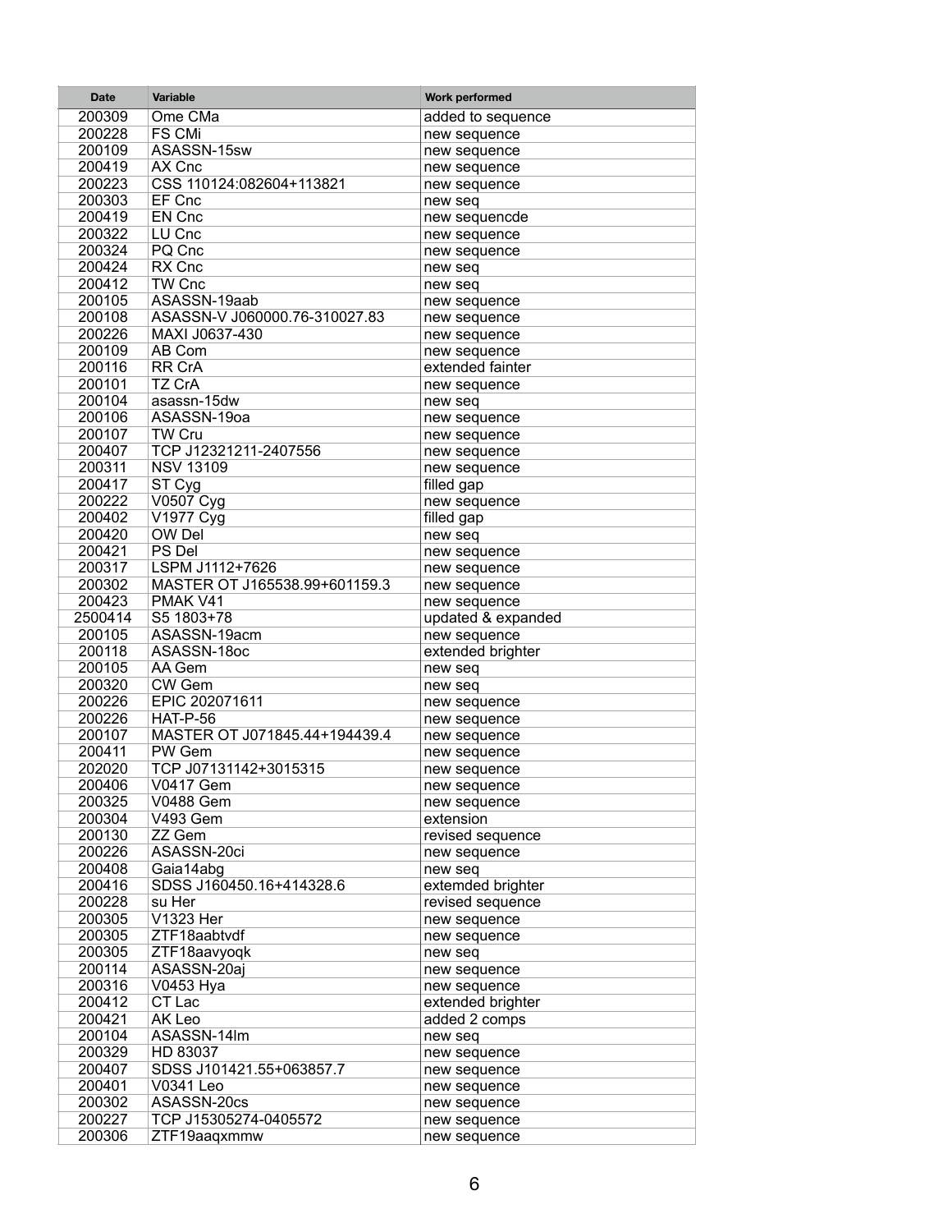| Date | Variable | Work performed |
|---|---|---|
| 200309 | Ome CMa | added to sequence |
| 200228 | FS CMi | new sequence |
| 200109 | ASASSN-15sw | new sequence |
| 200419 | AX Cnc | new sequence |
| 200223 | CSS 110124:082604+113821 | new sequence |
| 200303 | EF Cnc | new seq |
| 200419 | EN Cnc | new sequencde |
| 200322 | LU Cnc | new sequence |
| 200324 | PQ Cnc | new sequence |
| 200424 | RX Cnc | new seq |
| 200412 | TW Cnc | new seq |
| 200105 | ASASSN-19aab | new sequence |
| 200108 | ASASSN-V J060000.76-310027.83 | new sequence |
| 200226 | MAXI J0637-430 | new sequence |
| 200109 | AB Com | new sequence |
| 200116 | RR CrA | extended fainter |
| 200101 | TZ CrA | new sequence |
| 200104 | asassn-15dw | new seq |
| 200106 | ASASSN-19oa | new sequence |
| 200107 | TW Cru | new sequence |
| 200407 | TCP J12321211-2407556 | new sequence |
| 200311 | NSV 13109 | new sequence |
| 200417 | ST Cyg | filled gap |
| 200222 | V0507 Cyg | new sequence |
| 200402 | V1977 Cyg | filled gap |
| 200420 | OW Del | new seq |
| 200421 | PS Del | new sequence |
| 200317 | LSPM J1112+7626 | new sequence |
| 200302 | MASTER OT J165538.99+601159.3 | new sequence |
| 200423 | PMAK V41 | new sequence |
| 2500414 | S5 1803+78 | updated & expanded |
| 200105 | ASASSN-19acm | new sequence |
| 200118 | ASASSN-18oc | extended brighter |
| 200105 | AA Gem | new seq |
| 200320 | CW Gem | new seq |
| 200226 | EPIC 202071611 | new sequence |
| 200226 | HAT-P-56 | new sequence |
| 200107 | MASTER OT J071845.44+194439.4 | new sequence |
| 200411 | PW Gem | new sequence |
| 202020 | TCP J07131142+3015315 | new sequence |
| 200406 | V0417 Gem | new sequence |
| 200325 | V0488 Gem | new sequence |
| 200304 | V493 Gem | extension |
| 200130 | ZZ Gem | revised sequence |
| 200226 | ASASSN-20ci | new sequence |
| 200408 | Gaia14abg | new seq |
| 200416 | SDSS J160450.16+414328.6 | extemded brighter |
| 200228 | su Her | revised sequence |
| 200305 | V1323 Her | new sequence |
| 200305 | ZTF18aabtvdf | new sequence |
| 200305 | ZTF18aavyoqk | new seq |
| 200114 | ASASSN-20aj | new sequence |
| 200316 | V0453 Hya | new sequence |
| 200412 | CT Lac | extended brighter |
| 200421 | AK Leo | added 2 comps |
| 200104 | ASASSN-14lm | new seq |
| 200329 | HD 83037 | new sequence |
| 200407 | SDSS J101421.55+063857.7 | new sequence |
| 200401 | V0341 Leo | new sequence |
| 200302 | ASASSN-20cs | new sequence |
| 200227 | TCP J15305274-0405572 | new sequence |
| 200306 | ZTF19aaqxmmw | new sequence |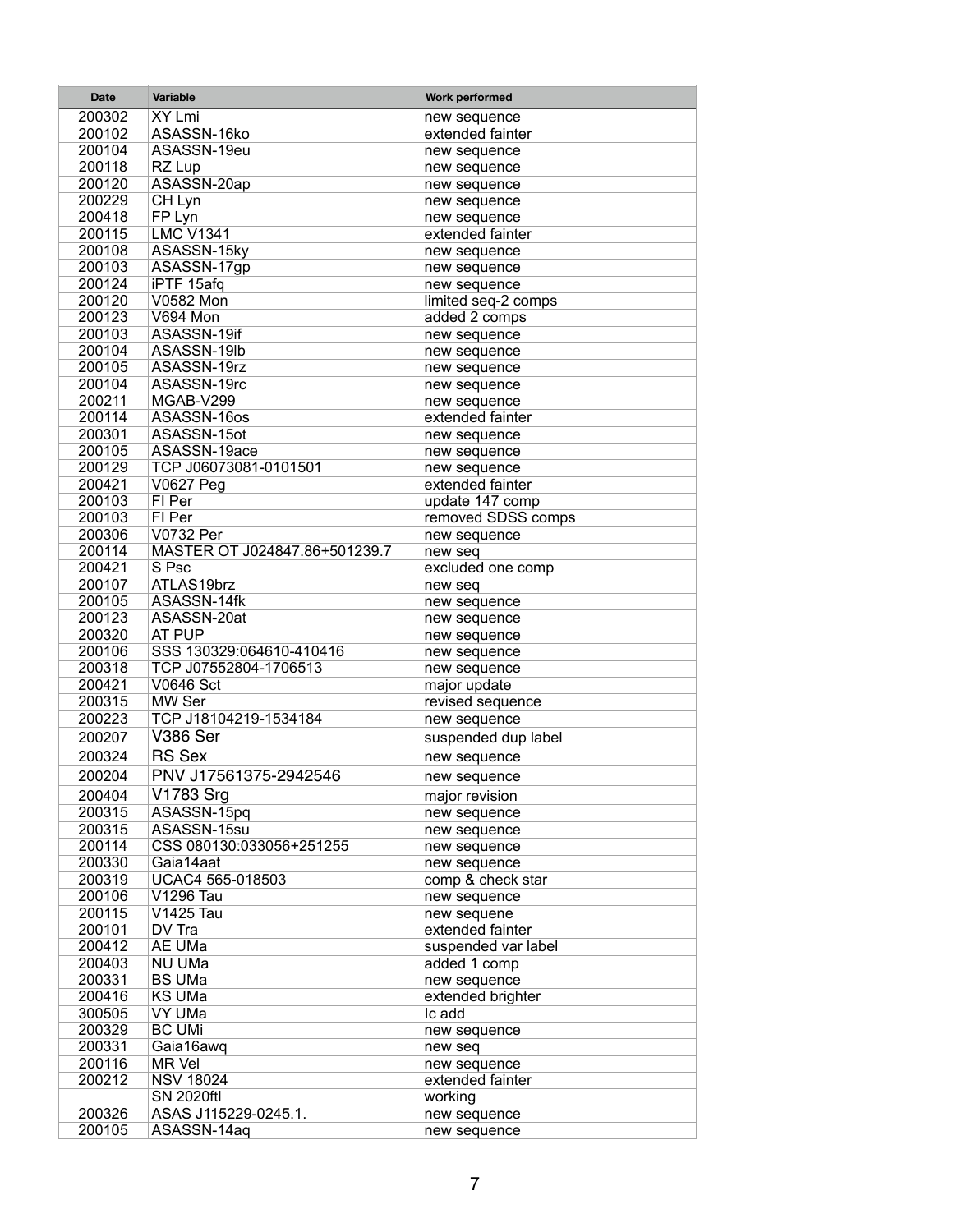| Date | Variable | Work performed |
|---|---|---|
| 200302 | XY Lmi | new sequence |
| 200102 | ASASSN-16ko | extended fainter |
| 200104 | ASASSN-19eu | new sequence |
| 200118 | RZ Lup | new sequence |
| 200120 | ASASSN-20ap | new sequence |
| 200229 | CH Lyn | new sequence |
| 200418 | FP Lyn | new sequence |
| 200115 | LMC V1341 | extended fainter |
| 200108 | ASASSN-15ky | new sequence |
| 200103 | ASASSN-17gp | new sequence |
| 200124 | iPTF 15afq | new sequence |
| 200120 | V0582 Mon | limited seq-2 comps |
| 200123 | V694 Mon | added 2 comps |
| 200103 | ASASSN-19if | new sequence |
| 200104 | ASASSN-19lb | new sequence |
| 200105 | ASASSN-19rz | new sequence |
| 200104 | ASASSN-19rc | new sequence |
| 200211 | MGAB-V299 | new sequence |
| 200114 | ASASSN-16os | extended fainter |
| 200301 | ASASSN-15ot | new sequence |
| 200105 | ASASSN-19ace | new sequence |
| 200129 | TCP J06073081-0101501 | new sequence |
| 200421 | V0627 Peg | extended fainter |
| 200103 | FI Per | update 147 comp |
| 200103 | FI Per | removed SDSS comps |
| 200306 | V0732 Per | new sequence |
| 200114 | MASTER OT J024847.86+501239.7 | new seq |
| 200421 | S Psc | excluded one comp |
| 200107 | ATLAS19brz | new seq |
| 200105 | ASASSN-14fk | new sequence |
| 200123 | ASASSN-20at | new sequence |
| 200320 | AT PUP | new sequence |
| 200106 | SSS 130329:064610-410416 | new sequence |
| 200318 | TCP J07552804-1706513 | new sequence |
| 200421 | V0646 Sct | major update |
| 200315 | MW Ser | revised sequence |
| 200223 | TCP J18104219-1534184 | new sequence |
| 200207 | V386 Ser | suspended dup label |
| 200324 | RS Sex | new sequence |
| 200204 | PNV J17561375-2942546 | new sequence |
| 200404 | V1783 Srg | major revision |
| 200315 | ASASSN-15pq | new sequence |
| 200315 | ASASSN-15su | new sequence |
| 200114 | CSS 080130:033056+251255 | new sequence |
| 200330 | Gaia14aat | new sequence |
| 200319 | UCAC4 565-018503 | comp & check star |
| 200106 | V1296 Tau | new sequence |
| 200115 | V1425 Tau | new sequene |
| 200101 | DV Tra | extended fainter |
| 200412 | AE UMa | suspended var label |
| 200403 | NU UMa | added 1 comp |
| 200331 | BS UMa | new sequence |
| 200416 | KS UMa | extended brighter |
| 300505 | VY UMa | Ic add |
| 200329 | BC UMi | new sequence |
| 200331 | Gaia16awq | new seq |
| 200116 | MR Vel | new sequence |
| 200212 | NSV 18024 | extended fainter |
|  | SN 2020ftl | working |
| 200326 | ASAS J115229-0245.1. | new sequence |
| 200105 | ASASSN-14aq | new sequence |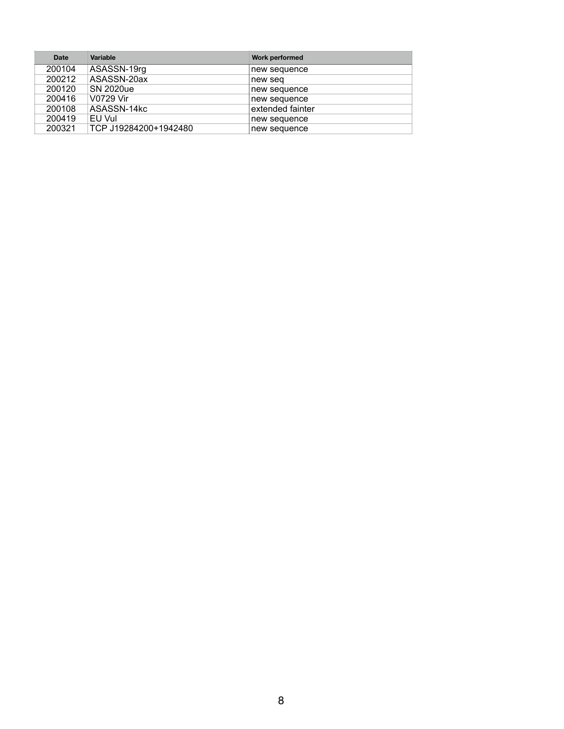| Date | Variable | Work performed |
| --- | --- | --- |
| 200104 | ASASSN-19rg | new sequence |
| 200212 | ASASSN-20ax | new seq |
| 200120 | SN 2020ue | new sequence |
| 200416 | V0729 Vir | new sequence |
| 200108 | ASASSN-14kc | extended fainter |
| 200419 | EU Vul | new sequence |
| 200321 | TCP J19284200+1942480 | new sequence |